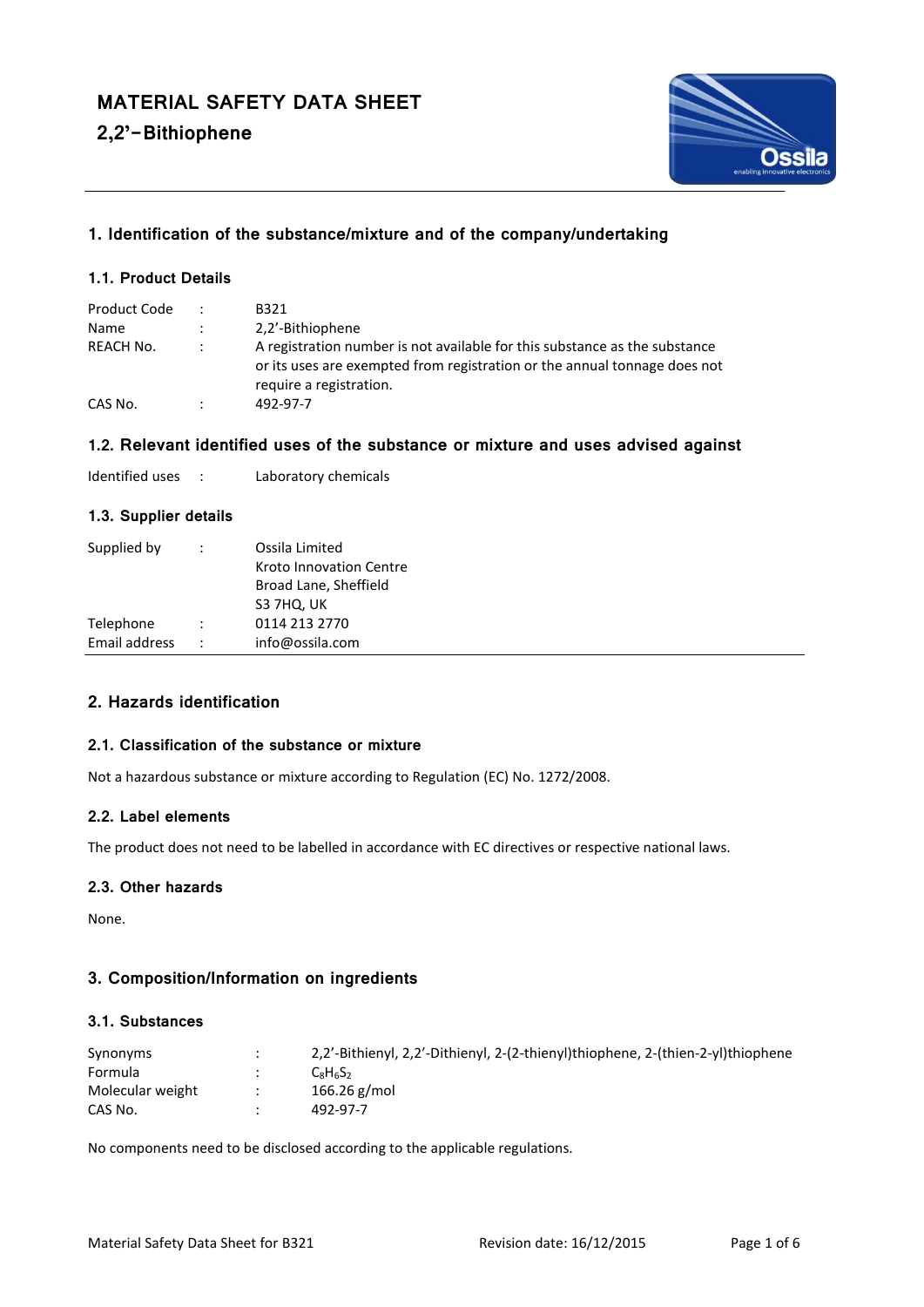# MATERIAL SAFETY DATA SHEET

# 2,2'-Bithiophene

## 1. Identification of the substance/mixture and of the company/undertaking

### 1.1. Product Details

| | | |
|---|---|---|
| Product Code | : | B321 |
| Name | : | 2,2'-Bithiophene |
| REACH No. | : | A registration number is not available for this substance as the substance or its uses are exempted from registration or the annual tonnage does not require a registration. |
| CAS No. | : | 492-97-7 |

### 1.2. Relevant identified uses of the substance or mixture and uses advised against

| | | |
|---|---|---|
| Identified uses | : | Laboratory chemicals |

### 1.3. Supplier details

| | | |
|---|---|---|
| Supplied by | : | Ossila Limited<br>Kroto Innovation Centre<br>Broad Lane, Sheffield<br>S3 7HQ, UK |
| Telephone | : | 0114 213 2770 |
| Email address | : | info@ossila.com |

## 2. Hazards identification

### 2.1. Classification of the substance or mixture

Not a hazardous substance or mixture according to Regulation (EC) No. 1272/2008.

### 2.2. Label elements

The product does not need to be labelled in accordance with EC directives or respective national laws.

### 2.3. Other hazards

None.

## 3. Composition/Information on ingredients

### 3.1. Substances

| | | |
|---|---|---|
| Synonyms | : | 2,2'-Bithienyl, 2,2'-Dithienyl, 2-(2-thienyl)thiophene, 2-(thien-2-yl)thiophene |
| Formula | : | $C_8H_6S_2$ |
| Molecular weight | : | 166.26 g/mol |
| CAS No. | : | 492-97-7 |

No components need to be disclosed according to the applicable regulations.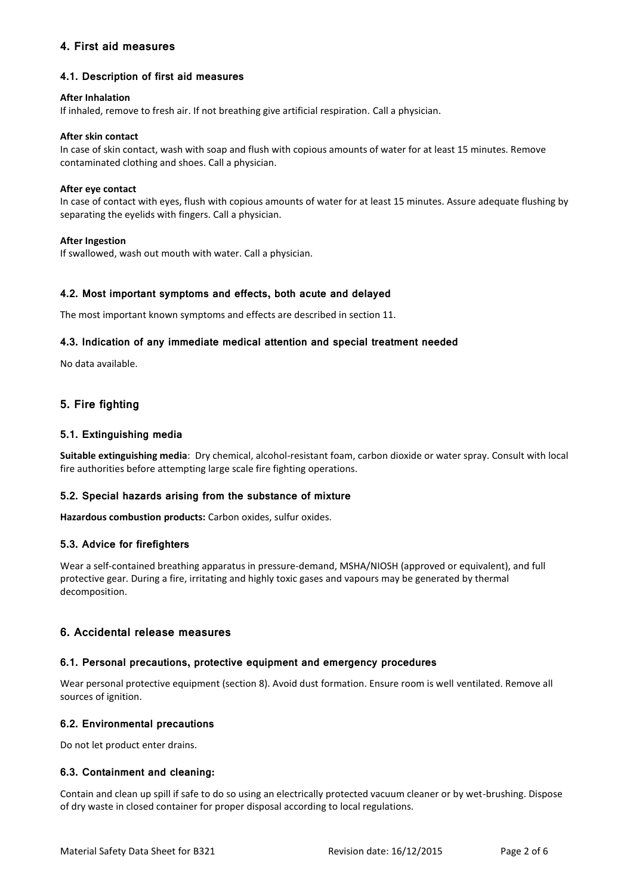## 4. First aid measures

### 4.1. Description of first aid measures

**After Inhalation**

If inhaled, remove to fresh air. If not breathing give artificial respiration. Call a physician.

**After skin contact**

In case of skin contact, wash with soap and flush with copious amounts of water for at least 15 minutes. Remove contaminated clothing and shoes. Call a physician.

**After eye contact**

In case of contact with eyes, flush with copious amounts of water for at least 15 minutes. Assure adequate flushing by separating the eyelids with fingers. Call a physician.

**After Ingestion**

If swallowed, wash out mouth with water. Call a physician.

### 4.2. Most important symptoms and effects, both acute and delayed

The most important known symptoms and effects are described in section 11.

### 4.3. Indication of any immediate medical attention and special treatment needed

No data available.

## 5. Fire fighting

### 5.1. Extinguishing media

**Suitable extinguishing media**: Dry chemical, alcohol-resistant foam, carbon dioxide or water spray. Consult with local fire authorities before attempting large scale fire fighting operations.

### 5.2. Special hazards arising from the substance of mixture

**Hazardous combustion products:** Carbon oxides, sulfur oxides.

### 5.3. Advice for firefighters

Wear a self-contained breathing apparatus in pressure-demand, MSHA/NIOSH (approved or equivalent), and full protective gear. During a fire, irritating and highly toxic gases and vapours may be generated by thermal decomposition.

## 6. Accidental release measures

### 6.1. Personal precautions, protective equipment and emergency procedures

Wear personal protective equipment (section 8). Avoid dust formation. Ensure room is well ventilated. Remove all sources of ignition.

### 6.2. Environmental precautions

Do not let product enter drains.

### 6.3. Containment and cleaning:

Contain and clean up spill if safe to do so using an electrically protected vacuum cleaner or by wet-brushing. Dispose of dry waste in closed container for proper disposal according to local regulations.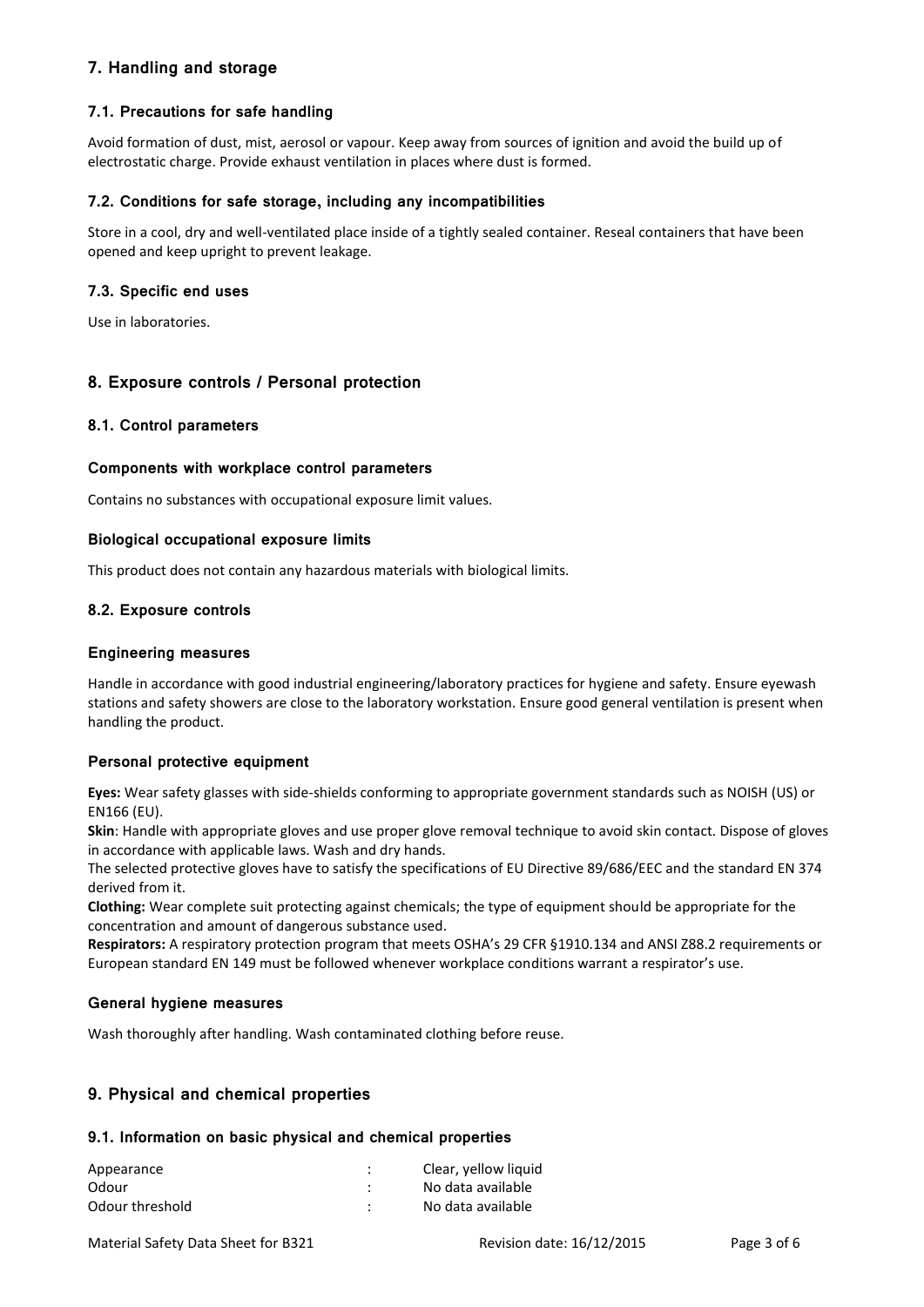## 7. Handling and storage

### 7.1. Precautions for safe handling

Avoid formation of dust, mist, aerosol or vapour. Keep away from sources of ignition and avoid the build up of electrostatic charge. Provide exhaust ventilation in places where dust is formed.

### 7.2. Conditions for safe storage, including any incompatibilities

Store in a cool, dry and well-ventilated place inside of a tightly sealed container. Reseal containers that have been opened and keep upright to prevent leakage.

### 7.3. Specific end uses

Use in laboratories.

## 8. Exposure controls / Personal protection

### 8.1. Control parameters

#### Components with workplace control parameters

Contains no substances with occupational exposure limit values.

#### Biological occupational exposure limits

This product does not contain any hazardous materials with biological limits.

### 8.2. Exposure controls

#### Engineering measures

Handle in accordance with good industrial engineering/laboratory practices for hygiene and safety. Ensure eyewash stations and safety showers are close to the laboratory workstation. Ensure good general ventilation is present when handling the product.

#### Personal protective equipment

**Eyes:** Wear safety glasses with side-shields conforming to appropriate government standards such as NOISH (US) or EN166 (EU).

**Skin**: Handle with appropriate gloves and use proper glove removal technique to avoid skin contact. Dispose of gloves in accordance with applicable laws. Wash and dry hands.

The selected protective gloves have to satisfy the specifications of EU Directive 89/686/EEC and the standard EN 374 derived from it.

**Clothing:** Wear complete suit protecting against chemicals; the type of equipment should be appropriate for the concentration and amount of dangerous substance used.

**Respirators:** A respiratory protection program that meets OSHA's 29 CFR §1910.134 and ANSI Z88.2 requirements or European standard EN 149 must be followed whenever workplace conditions warrant a respirator's use.

#### General hygiene measures

Wash thoroughly after handling. Wash contaminated clothing before reuse.

## 9. Physical and chemical properties

### 9.1. Information on basic physical and chemical properties

| | | |
|---|---|---|
| Appearance | : | Clear, yellow liquid |
| Odour | : | No data available |
| Odour threshold | : | No data available |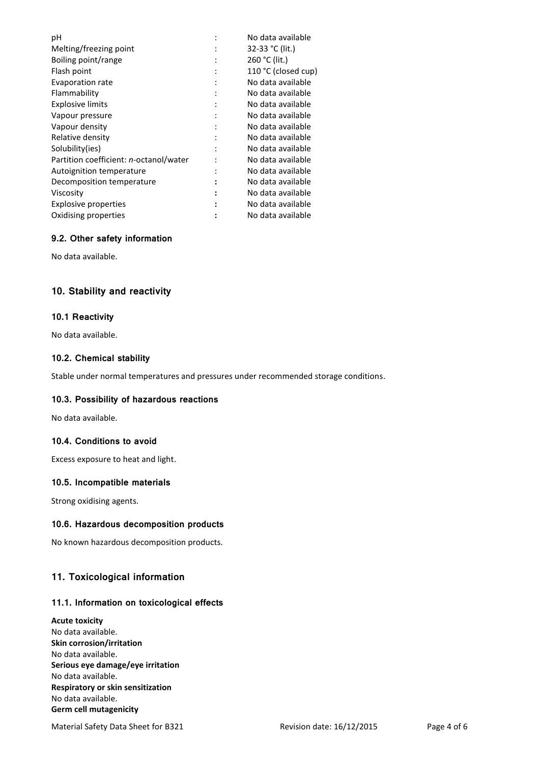| Property | | Value |
|---|---|---|
| pH | : | No data available |
| Melting/freezing point | : | 32-33 °C (lit.) |
| Boiling point/range | : | 260 °C (lit.) |
| Flash point | : | 110 °C (closed cup) |
| Evaporation rate | : | No data available |
| Flammability | : | No data available |
| Explosive limits | : | No data available |
| Vapour pressure | : | No data available |
| Vapour density | : | No data available |
| Relative density | : | No data available |
| Solubility(ies) | : | No data available |
| Partition coefficient: *n*-octanol/water | : | No data available |
| Autoignition temperature | : | No data available |
| Decomposition temperature | : | No data available |
| Viscosity | : | No data available |
| Explosive properties | : | No data available |
| Oxidising properties | : | No data available |

### 9.2. Other safety information

No data available.

## 10. Stability and reactivity

### 10.1 Reactivity

No data available.

### 10.2. Chemical stability

Stable under normal temperatures and pressures under recommended storage conditions.

### 10.3. Possibility of hazardous reactions

No data available.

### 10.4. Conditions to avoid

Excess exposure to heat and light.

### 10.5. Incompatible materials

Strong oxidising agents.

### 10.6. Hazardous decomposition products

No known hazardous decomposition products.

## 11. Toxicological information

### 11.1. Information on toxicological effects

**Acute toxicity**
No data available.
**Skin corrosion/irritation**
No data available.
**Serious eye damage/eye irritation**
No data available.
**Respiratory or skin sensitization**
No data available.
**Germ cell mutagenicity**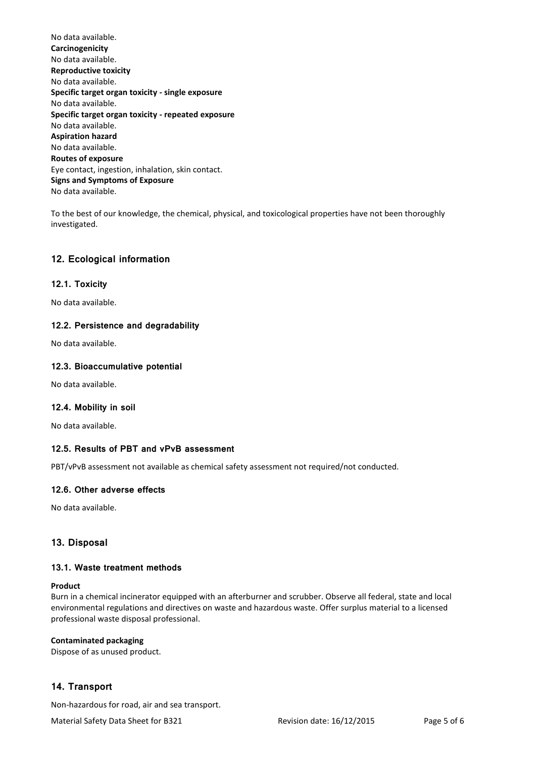No data available.

**Carcinogenicity**

No data available.

**Reproductive toxicity**

No data available.

**Specific target organ toxicity - single exposure**

No data available.

**Specific target organ toxicity - repeated exposure**

No data available.

**Aspiration hazard**

No data available.

**Routes of exposure**

Eye contact, ingestion, inhalation, skin contact.

**Signs and Symptoms of Exposure**

No data available.

To the best of our knowledge, the chemical, physical, and toxicological properties have not been thoroughly investigated.

## 12. Ecological information

### 12.1. Toxicity

No data available.

### 12.2. Persistence and degradability

No data available.

### 12.3. Bioaccumulative potential

No data available.

### 12.4. Mobility in soil

No data available.

### 12.5. Results of PBT and vPvB assessment

PBT/vPvB assessment not available as chemical safety assessment not required/not conducted.

### 12.6. Other adverse effects

No data available.

## 13. Disposal

### 13.1. Waste treatment methods

**Product**

Burn in a chemical incinerator equipped with an afterburner and scrubber. Observe all federal, state and local environmental regulations and directives on waste and hazardous waste. Offer surplus material to a licensed professional waste disposal professional.

**Contaminated packaging**

Dispose of as unused product.

## 14. Transport

Non-hazardous for road, air and sea transport.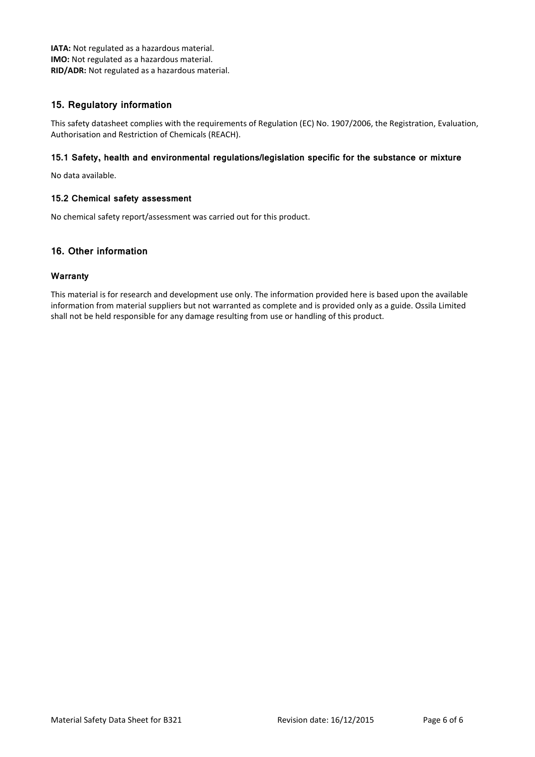**IATA:** Not regulated as a hazardous material.
**IMO:** Not regulated as a hazardous material.
**RID/ADR:** Not regulated as a hazardous material.

## 15. Regulatory information

This safety datasheet complies with the requirements of Regulation (EC) No. 1907/2006, the Registration, Evaluation, Authorisation and Restriction of Chemicals (REACH).

### 15.1 Safety, health and environmental regulations/legislation specific for the substance or mixture

No data available.

### 15.2 Chemical safety assessment

No chemical safety report/assessment was carried out for this product.

## 16. Other information

### Warranty

This material is for research and development use only. The information provided here is based upon the available information from material suppliers but not warranted as complete and is provided only as a guide. Ossila Limited shall not be held responsible for any damage resulting from use or handling of this product.